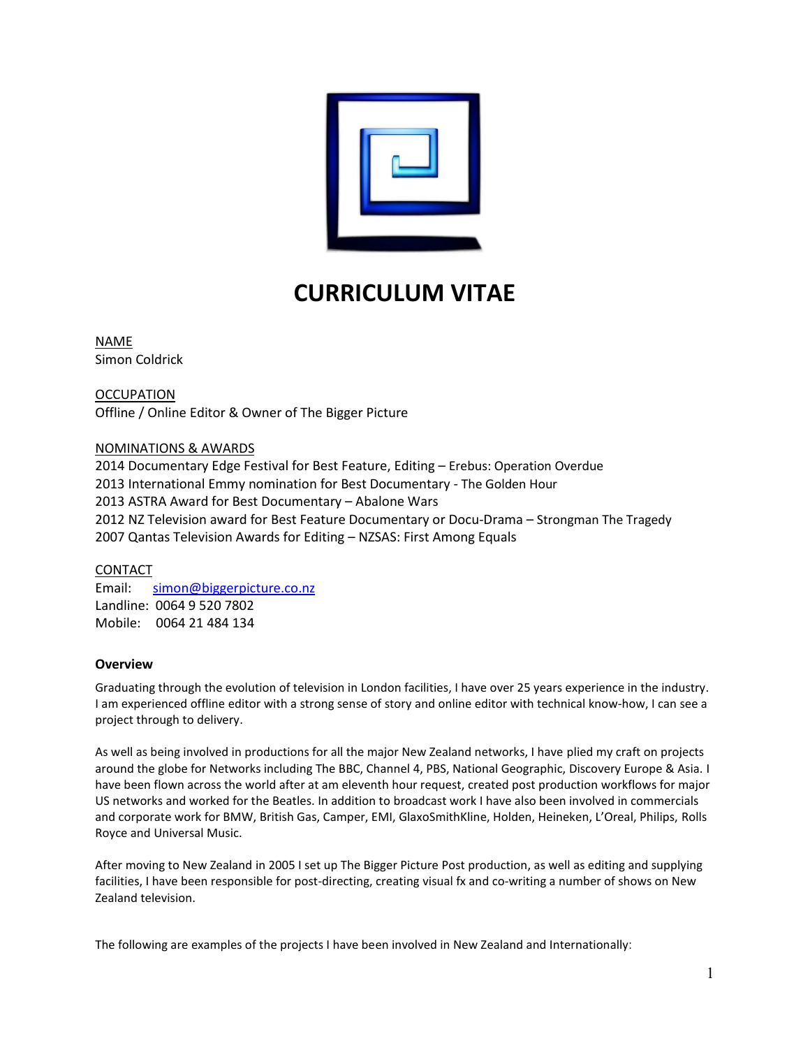# CURRICULUM VITAE

NAME
Simon Coldrick

OCCUPATION
Offline / Online Editor & Owner of The Bigger Picture

NOMINATIONS & AWARDS
2014 Documentary Edge Festival for Best Feature, Editing – Erebus: Operation Overdue
2013 International Emmy nomination for Best Documentary - The Golden Hour
2013 ASTRA Award for Best Documentary – Abalone Wars
2012 NZ Television award for Best Feature Documentary or Docu-Drama – Strongman The Tragedy
2007 Qantas Television Awards for Editing – NZSAS: First Among Equals

CONTACT
Email: simon@biggerpicture.co.nz
Landline: 0064 9 520 7802
Mobile: 0064 21 484 134

### Overview

Graduating through the evolution of television in London facilities, I have over 25 years experience in the industry. I am experienced offline editor with a strong sense of story and online editor with technical know-how, I can see a project through to delivery.

As well as being involved in productions for all the major New Zealand networks, I have plied my craft on projects around the globe for Networks including The BBC, Channel 4, PBS, National Geographic, Discovery Europe & Asia. I have been flown across the world after at am eleventh hour request, created post production workflows for major US networks and worked for the Beatles. In addition to broadcast work I have also been involved in commercials and corporate work for BMW, British Gas, Camper, EMI, GlaxoSmithKline, Holden, Heineken, L'Oreal, Philips, Rolls Royce and Universal Music.

After moving to New Zealand in 2005 I set up The Bigger Picture Post production, as well as editing and supplying facilities, I have been responsible for post-directing, creating visual fx and co-writing a number of shows on New Zealand television.

The following are examples of the projects I have been involved in New Zealand and Internationally: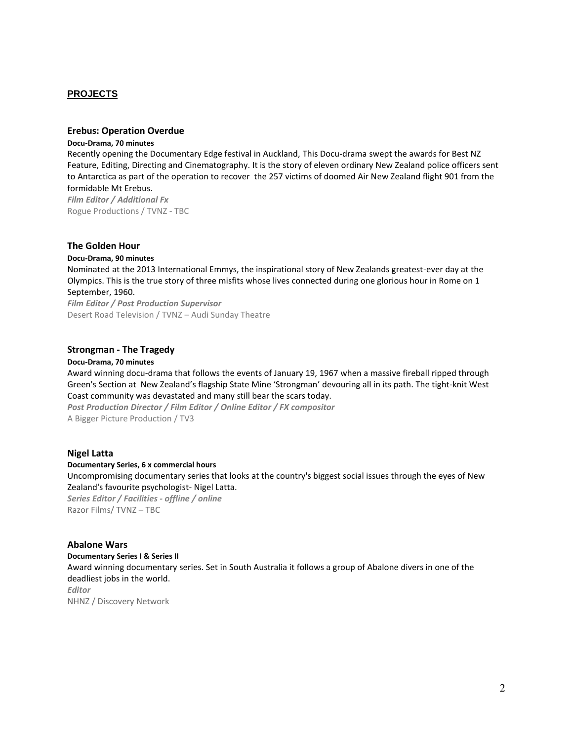## PROJECTS

### Erebus: Operation Overdue

**Docu-Drama, 70 minutes**

Recently opening the Documentary Edge festival in Auckland, This Docu-drama swept the awards for Best NZ Feature, Editing, Directing and Cinematography. It is the story of eleven ordinary New Zealand police officers sent to Antarctica as part of the operation to recover the 257 victims of doomed Air New Zealand flight 901 from the formidable Mt Erebus.

***Film Editor / Additional Fx***

Rogue Productions / TVNZ - TBC

### The Golden Hour

**Docu-Drama, 90 minutes**

Nominated at the 2013 International Emmys, the inspirational story of New Zealands greatest-ever day at the Olympics. This is the true story of three misfits whose lives connected during one glorious hour in Rome on 1 September, 1960.

***Film Editor / Post Production Supervisor***

Desert Road Television / TVNZ – Audi Sunday Theatre

### Strongman - The Tragedy

**Docu-Drama, 70 minutes**

Award winning docu-drama that follows the events of January 19, 1967 when a massive fireball ripped through Green's Section at New Zealand's flagship State Mine 'Strongman' devouring all in its path. The tight-knit West Coast community was devastated and many still bear the scars today.

***Post Production Director / Film Editor / Online Editor / FX compositor***

A Bigger Picture Production / TV3

### Nigel Latta

**Documentary Series, 6 x commercial hours**

Uncompromising documentary series that looks at the country's biggest social issues through the eyes of New Zealand's favourite psychologist- Nigel Latta.

***Series Editor / Facilities - offline / online***

Razor Films/ TVNZ – TBC

### Abalone Wars

**Documentary Series I & Series II**

Award winning documentary series. Set in South Australia it follows a group of Abalone divers in one of the deadliest jobs in the world.

***Editor***

NHNZ / Discovery Network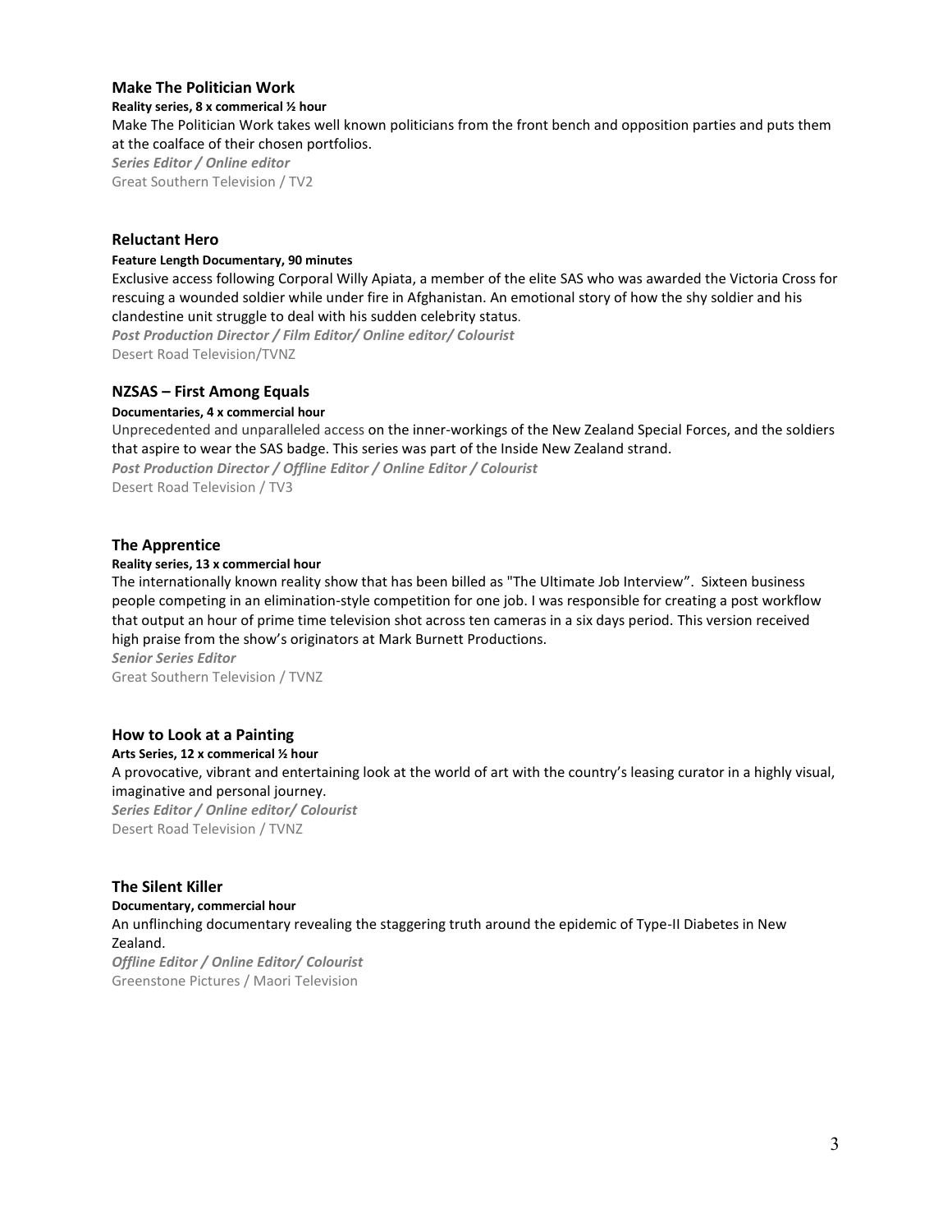### Make The Politician Work

**Reality series, 8 x commerical ½ hour**

Make The Politician Work takes well known politicians from the front bench and opposition parties and puts them at the coalface of their chosen portfolios.

***Series Editor / Online editor***

Great Southern Television / TV2

### Reluctant Hero

**Feature Length Documentary, 90 minutes**

Exclusive access following Corporal Willy Apiata, a member of the elite SAS who was awarded the Victoria Cross for rescuing a wounded soldier while under fire in Afghanistan. An emotional story of how the shy soldier and his clandestine unit struggle to deal with his sudden celebrity status.

***Post Production Director / Film Editor/ Online editor/ Colourist***

Desert Road Television/TVNZ

### NZSAS – First Among Equals

**Documentaries, 4 x commercial hour**

Unprecedented and unparalleled access on the inner-workings of the New Zealand Special Forces, and the soldiers that aspire to wear the SAS badge. This series was part of the Inside New Zealand strand.

***Post Production Director / Offline Editor / Online Editor / Colourist***

Desert Road Television / TV3

### The Apprentice

**Reality series, 13 x commercial hour**

The internationally known reality show that has been billed as "The Ultimate Job Interview". Sixteen business people competing in an elimination-style competition for one job. I was responsible for creating a post workflow that output an hour of prime time television shot across ten cameras in a six days period. This version received high praise from the show's originators at Mark Burnett Productions.

***Senior Series Editor***

Great Southern Television / TVNZ

### How to Look at a Painting

**Arts Series, 12 x commerical ½ hour**

A provocative, vibrant and entertaining look at the world of art with the country's leasing curator in a highly visual, imaginative and personal journey.

***Series Editor / Online editor/ Colourist***

Desert Road Television / TVNZ

### The Silent Killer

**Documentary, commercial hour**

An unflinching documentary revealing the staggering truth around the epidemic of Type-II Diabetes in New Zealand.

***Offline Editor / Online Editor/ Colourist***

Greenstone Pictures / Maori Television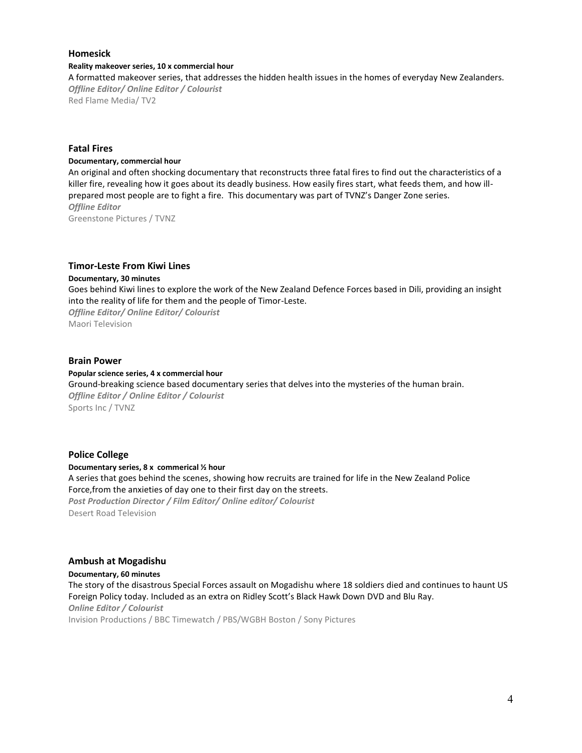### Homesick

**Reality makeover series, 10 x commercial hour**

A formatted makeover series, that addresses the hidden health issues in the homes of everyday New Zealanders.

***Offline Editor/ Online Editor / Colourist***

Red Flame Media/ TV2

### Fatal Fires

**Documentary, commercial hour**

An original and often shocking documentary that reconstructs three fatal fires to find out the characteristics of a killer fire, revealing how it goes about its deadly business. How easily fires start, what feeds them, and how ill-prepared most people are to fight a fire. This documentary was part of TVNZ's Danger Zone series.

***Offline Editor***

Greenstone Pictures / TVNZ

### Timor-Leste From Kiwi Lines

**Documentary, 30 minutes**

Goes behind Kiwi lines to explore the work of the New Zealand Defence Forces based in Dili, providing an insight into the reality of life for them and the people of Timor-Leste.

***Offline Editor/ Online Editor/ Colourist***

Maori Television

### Brain Power

**Popular science series, 4 x commercial hour**

Ground-breaking science based documentary series that delves into the mysteries of the human brain.

***Offline Editor / Online Editor / Colourist***

Sports Inc / TVNZ

### Police College

**Documentary series, 8 x commerical ½ hour**

A series that goes behind the scenes, showing how recruits are trained for life in the New Zealand Police Force,from the anxieties of day one to their first day on the streets.

***Post Production Director / Film Editor/ Online editor/ Colourist***

Desert Road Television

### Ambush at Mogadishu

**Documentary, 60 minutes**

The story of the disastrous Special Forces assault on Mogadishu where 18 soldiers died and continues to haunt US Foreign Policy today. Included as an extra on Ridley Scott's Black Hawk Down DVD and Blu Ray.

***Online Editor / Colourist***

Invision Productions / BBC Timewatch / PBS/WGBH Boston / Sony Pictures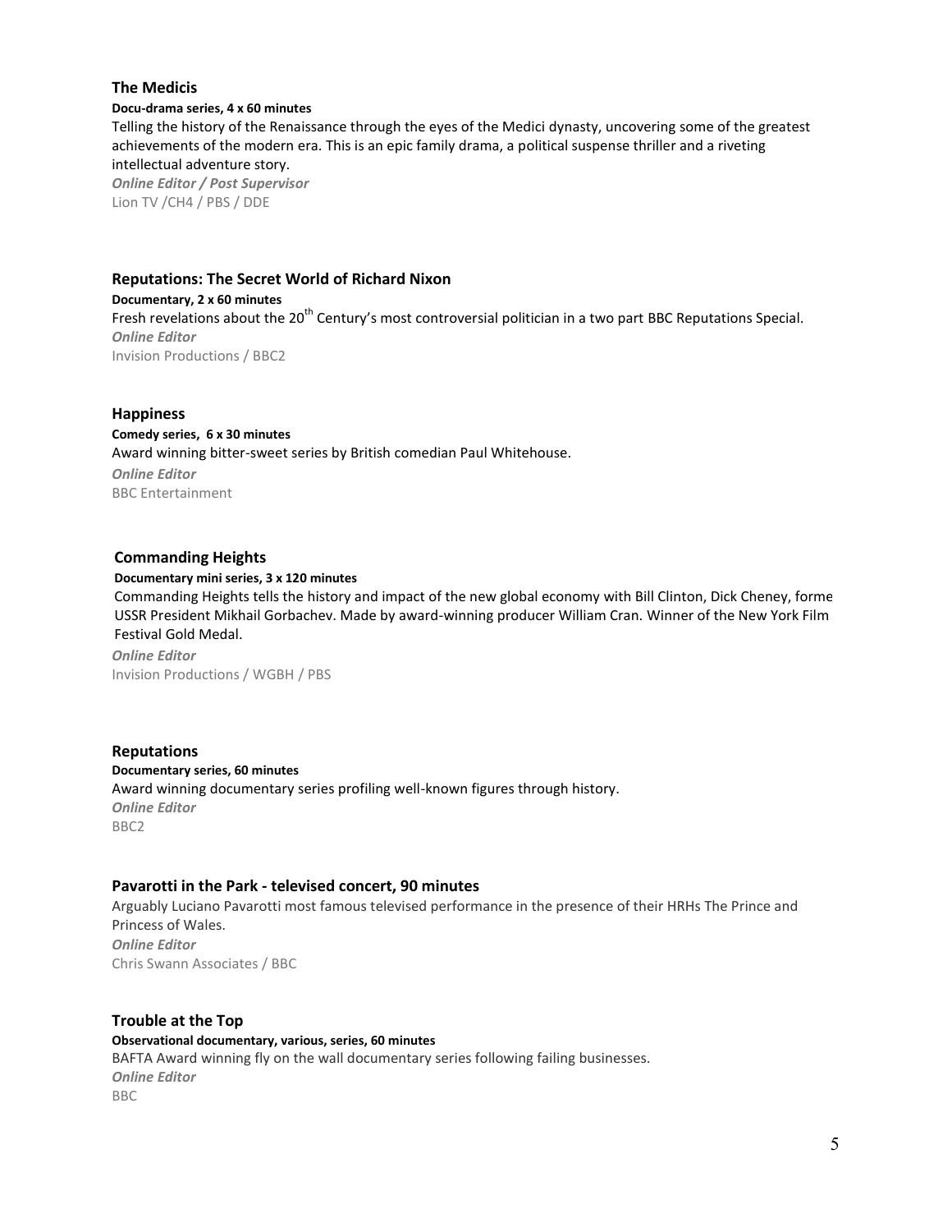### The Medicis

**Docu-drama series, 4 x 60 minutes**

Telling the history of the Renaissance through the eyes of the Medici dynasty, uncovering some of the greatest achievements of the modern era. This is an epic family drama, a political suspense thriller and a riveting intellectual adventure story.

***Online Editor / Post Supervisor***

Lion TV /CH4 / PBS / DDE

### Reputations: The Secret World of Richard Nixon

**Documentary, 2 x 60 minutes**

Fresh revelations about the 20th Century's most controversial politician in a two part BBC Reputations Special.

***Online Editor***

Invision Productions / BBC2

### Happiness

**Comedy series, 6 x 30 minutes**

Award winning bitter-sweet series by British comedian Paul Whitehouse.

***Online Editor***

BBC Entertainment

### Commanding Heights

**Documentary mini series, 3 x 120 minutes**

Commanding Heights tells the history and impact of the new global economy with Bill Clinton, Dick Cheney, forme USSR President Mikhail Gorbachev. Made by award-winning producer William Cran. Winner of the New York Film Festival Gold Medal.

***Online Editor***

Invision Productions / WGBH / PBS

### Reputations

**Documentary series, 60 minutes**

Award winning documentary series profiling well-known figures through history.

***Online Editor***

BBC2

### Pavarotti in the Park - televised concert, 90 minutes

Arguably Luciano Pavarotti most famous televised performance in the presence of their HRHs The Prince and Princess of Wales.

***Online Editor***

Chris Swann Associates / BBC

### Trouble at the Top

**Observational documentary, various, series, 60 minutes**

BAFTA Award winning fly on the wall documentary series following failing businesses.

***Online Editor***

BBC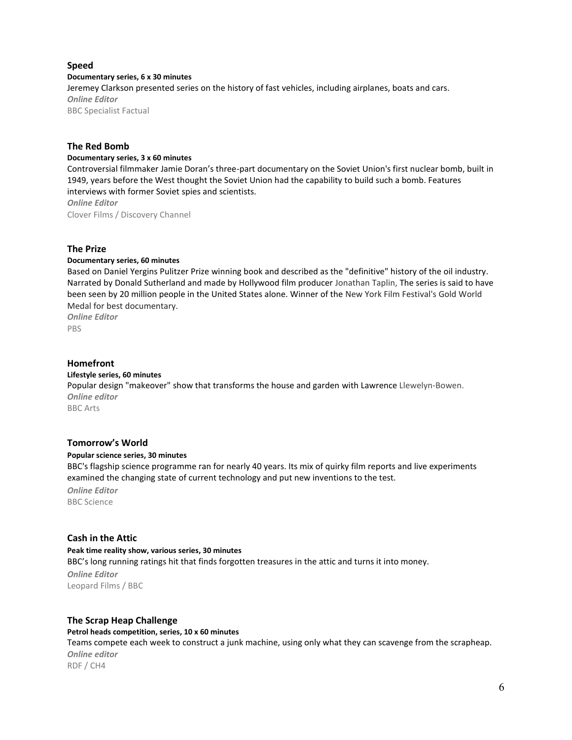### Speed

**Documentary series, 6 x 30 minutes**

Jeremey Clarkson presented series on the history of fast vehicles, including airplanes, boats and cars.

***Online Editor***

BBC Specialist Factual

### The Red Bomb

**Documentary series, 3 x 60 minutes**

Controversial filmmaker Jamie Doran's three-part documentary on the Soviet Union's first nuclear bomb, built in 1949, years before the West thought the Soviet Union had the capability to build such a bomb. Features interviews with former Soviet spies and scientists.

***Online Editor***

Clover Films / Discovery Channel

### The Prize

**Documentary series, 60 minutes**

Based on Daniel Yergins Pulitzer Prize winning book and described as the "definitive" history of the oil industry. Narrated by Donald Sutherland and made by Hollywood film producer Jonathan Taplin, The series is said to have been seen by 20 million people in the United States alone. Winner of the New York Film Festival's Gold World Medal for best documentary.

***Online Editor***

PBS

### Homefront

**Lifestyle series, 60 minutes**

Popular design "makeover" show that transforms the house and garden with Lawrence Llewelyn-Bowen.

***Online editor***

BBC Arts

### Tomorrow's World

**Popular science series, 30 minutes**

BBC's flagship science programme ran for nearly 40 years. Its mix of quirky film reports and live experiments examined the changing state of current technology and put new inventions to the test.

***Online Editor***

BBC Science

### Cash in the Attic

**Peak time reality show, various series, 30 minutes**

BBC's long running ratings hit that finds forgotten treasures in the attic and turns it into money.

***Online Editor***

Leopard Films / BBC

### The Scrap Heap Challenge

**Petrol heads competition, series, 10 x 60 minutes**

Teams compete each week to construct a junk machine, using only what they can scavenge from the scrapheap.

***Online editor***

RDF / CH4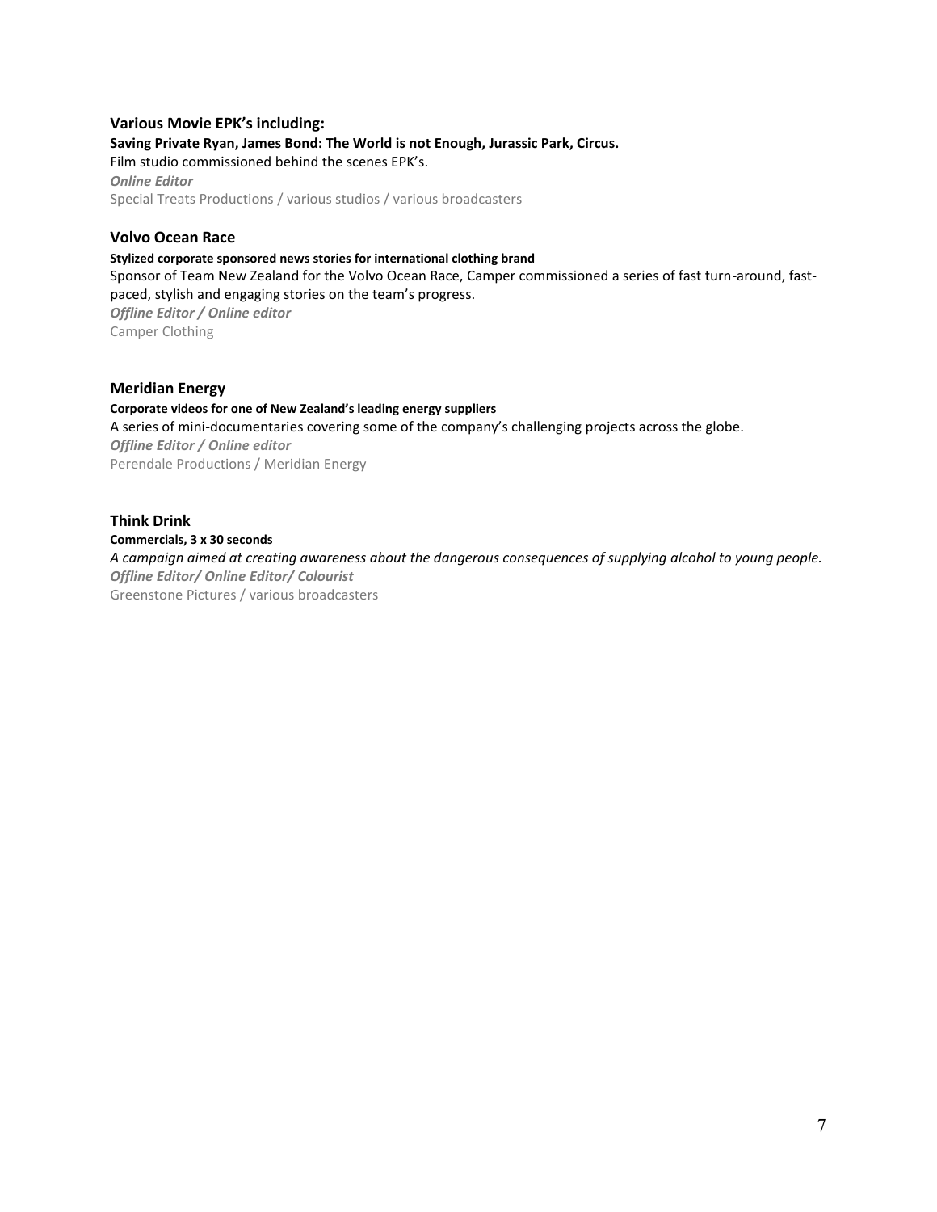### Various Movie EPK's including:

**Saving Private Ryan, James Bond: The World is not Enough, Jurassic Park, Circus.**

Film studio commissioned behind the scenes EPK's.

***Online Editor***

Special Treats Productions / various studios / various broadcasters

### Volvo Ocean Race

**Stylized corporate sponsored news stories for international clothing brand**

Sponsor of Team New Zealand for the Volvo Ocean Race, Camper commissioned a series of fast turn-around, fast-paced, stylish and engaging stories on the team's progress.

***Offline Editor / Online editor***

Camper Clothing

### Meridian Energy

**Corporate videos for one of New Zealand's leading energy suppliers**

A series of mini-documentaries covering some of the company's challenging projects across the globe.

***Offline Editor / Online editor***

Perendale Productions / Meridian Energy

### Think Drink

**Commercials, 3 x 30 seconds**

*A campaign aimed at creating awareness about the dangerous consequences of supplying alcohol to young people.*

***Offline Editor/ Online Editor/ Colourist***

Greenstone Pictures / various broadcasters